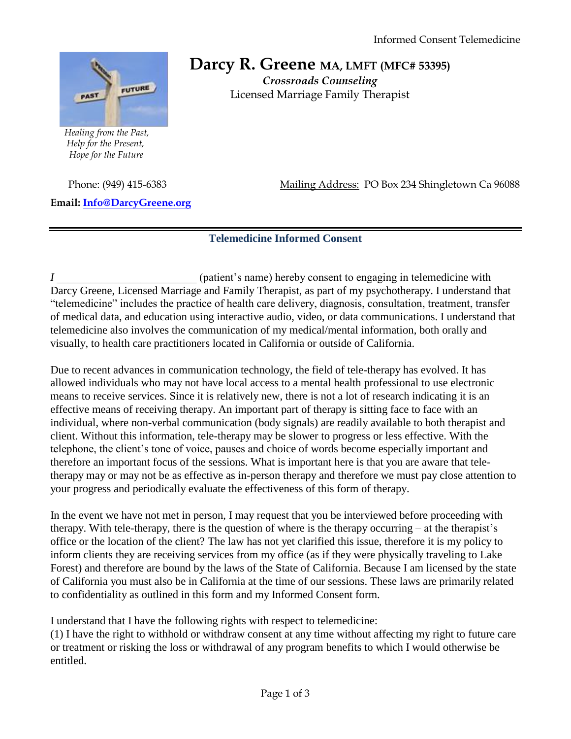# Darcy R. Greene MA, LMFT (MFC# 53395)

*Crossroads Counseling*

Licensed Marriage Family Therapist

*Healing from the Past,*
*Help for the Present,*
*Hope for the Future*

Phone: (949) 415-6383

Mailing Address: PO Box 234 Shingletown Ca 96088

**Email: Info@DarcyGreene.org**

---

## Telemedicine Informed Consent

*I* ________________________ (patient's name) hereby consent to engaging in telemedicine with Darcy Greene, Licensed Marriage and Family Therapist, as part of my psychotherapy. I understand that "telemedicine" includes the practice of health care delivery, diagnosis, consultation, treatment, transfer of medical data, and education using interactive audio, video, or data communications. I understand that telemedicine also involves the communication of my medical/mental information, both orally and visually, to health care practitioners located in California or outside of California.

Due to recent advances in communication technology, the field of tele-therapy has evolved. It has allowed individuals who may not have local access to a mental health professional to use electronic means to receive services. Since it is relatively new, there is not a lot of research indicating it is an effective means of receiving therapy. An important part of therapy is sitting face to face with an individual, where non-verbal communication (body signals) are readily available to both therapist and client. Without this information, tele-therapy may be slower to progress or less effective. With the telephone, the client's tone of voice, pauses and choice of words become especially important and therefore an important focus of the sessions. What is important here is that you are aware that tele-therapy may or may not be as effective as in-person therapy and therefore we must pay close attention to your progress and periodically evaluate the effectiveness of this form of therapy.

In the event we have not met in person, I may request that you be interviewed before proceeding with therapy. With tele-therapy, there is the question of where is the therapy occurring – at the therapist's office or the location of the client? The law has not yet clarified this issue, therefore it is my policy to inform clients they are receiving services from my office (as if they were physically traveling to Lake Forest) and therefore are bound by the laws of the State of California. Because I am licensed by the state of California you must also be in California at the time of our sessions. These laws are primarily related to confidentiality as outlined in this form and my Informed Consent form.

I understand that I have the following rights with respect to telemedicine:

(1) I have the right to withhold or withdraw consent at any time without affecting my right to future care or treatment or risking the loss or withdrawal of any program benefits to which I would otherwise be entitled.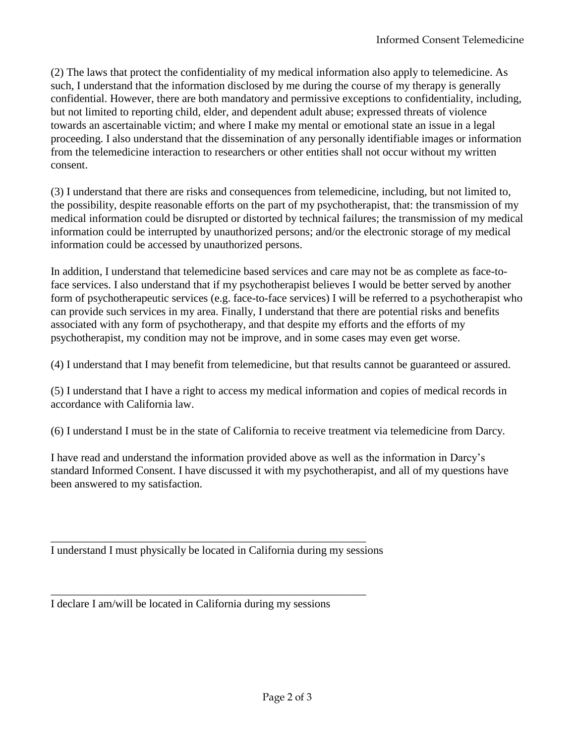(2) The laws that protect the confidentiality of my medical information also apply to telemedicine. As such, I understand that the information disclosed by me during the course of my therapy is generally confidential. However, there are both mandatory and permissive exceptions to confidentiality, including, but not limited to reporting child, elder, and dependent adult abuse; expressed threats of violence towards an ascertainable victim; and where I make my mental or emotional state an issue in a legal proceeding. I also understand that the dissemination of any personally identifiable images or information from the telemedicine interaction to researchers or other entities shall not occur without my written consent.

(3) I understand that there are risks and consequences from telemedicine, including, but not limited to, the possibility, despite reasonable efforts on the part of my psychotherapist, that: the transmission of my medical information could be disrupted or distorted by technical failures; the transmission of my medical information could be interrupted by unauthorized persons; and/or the electronic storage of my medical information could be accessed by unauthorized persons.

In addition, I understand that telemedicine based services and care may not be as complete as face-to-face services. I also understand that if my psychotherapist believes I would be better served by another form of psychotherapeutic services (e.g. face-to-face services) I will be referred to a psychotherapist who can provide such services in my area. Finally, I understand that there are potential risks and benefits associated with any form of psychotherapy, and that despite my efforts and the efforts of my psychotherapist, my condition may not be improve, and in some cases may even get worse.

(4) I understand that I may benefit from telemedicine, but that results cannot be guaranteed or assured.

(5) I understand that I have a right to access my medical information and copies of medical records in accordance with California law.

(6) I understand I must be in the state of California to receive treatment via telemedicine from Darcy.

I have read and understand the information provided above as well as the information in Darcy's standard Informed Consent. I have discussed it with my psychotherapist, and all of my questions have been answered to my satisfaction.

\_\_\_\_\_\_\_\_\_\_\_\_\_\_\_\_\_\_\_\_\_\_\_\_\_\_\_\_\_\_\_\_\_\_\_\_\_\_\_\_\_\_\_\_\_\_\_\_\_\_\_\_\_\_\_\_\_\_

I understand I must physically be located in California during my sessions

\_\_\_\_\_\_\_\_\_\_\_\_\_\_\_\_\_\_\_\_\_\_\_\_\_\_\_\_\_\_\_\_\_\_\_\_\_\_\_\_\_\_\_\_\_\_\_\_\_\_\_\_\_\_\_\_\_\_

I declare I am/will be located in California during my sessions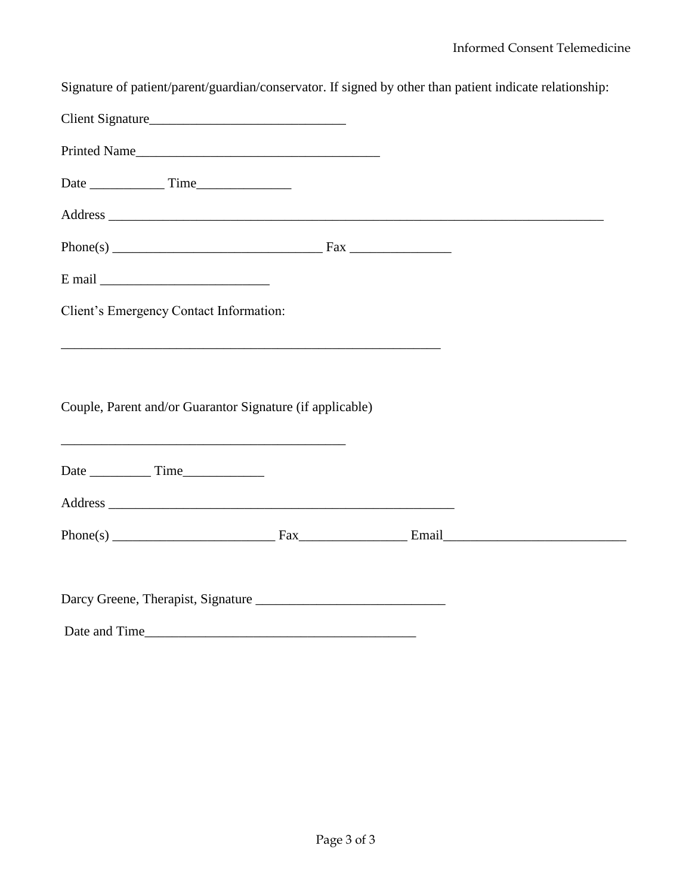Signature of patient/parent/guardian/conservator. If signed by other than patient indicate relationship:

Client Signature____________________________

Printed Name___________________________________

Date ___________ Time______________

Address ____________________________________________________________________________

Phone(s) ________________________________ Fax _______________

E mail _________________________

Client's Emergency Contact Information:

___________________________________________________________

Couple, Parent and/or Guarantor Signature (if applicable)

___________________________________________

Date _________ Time____________

Address _____________________________________________________

Phone(s) _________________________ Fax________________ Email___________________________

Darcy Greene, Therapist, Signature ____________________________

Date and Time_________________________________________